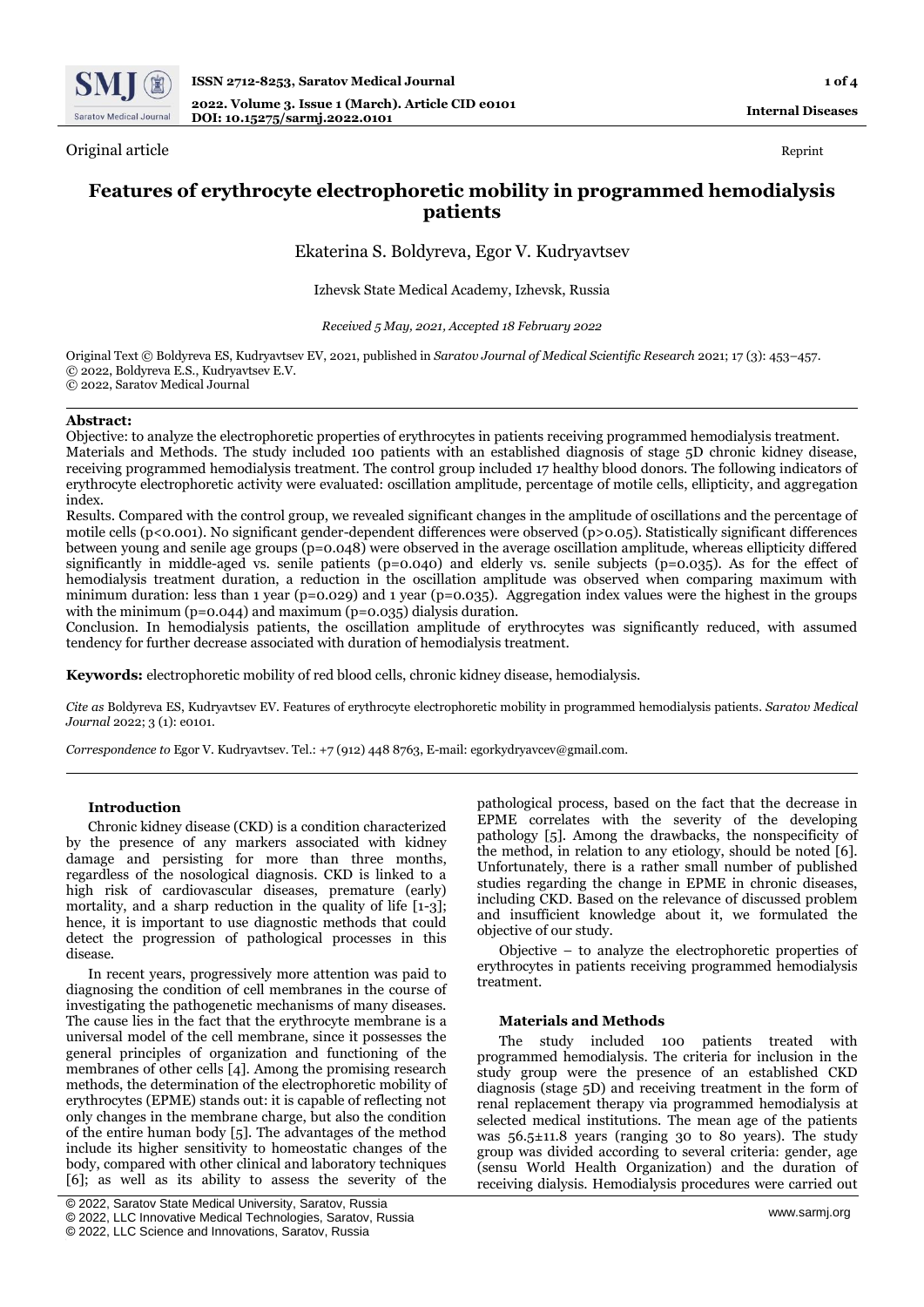Original article

Reprint

# Features of erythrocyte electrophoretic mobility in programmed hemodialysis patients

Ekaterina S. Boldyreva, Egor V. Kudryavtsev

Izhevsk State Medical Academy, Izhevsk, Russia

*Received 5 May, 2021, Accepted 18 February 2022*

Original Text © Boldyreva ES, Kudryavtsev EV, 2021, published in *Saratov Journal of Medical Scientific Research* 2021; 17 (3): 453–457.
© 2022, Boldyreva E.S., Kudryavtsev E.V.
© 2022, Saratov Medical Journal

**Abstract:**
Objective: to analyze the electrophoretic properties of erythrocytes in patients receiving programmed hemodialysis treatment.
Materials and Methods. The study included 100 patients with an established diagnosis of stage 5D chronic kidney disease, receiving programmed hemodialysis treatment. The control group included 17 healthy blood donors. The following indicators of erythrocyte electrophoretic activity were evaluated: oscillation amplitude, percentage of motile cells, ellipticity, and aggregation index.
Results. Compared with the control group, we revealed significant changes in the amplitude of oscillations and the percentage of motile cells ($p<0.001$). No significant gender-dependent differences were observed ($p>0.05$). Statistically significant differences between young and senile age groups ($p=0.048$) were observed in the average oscillation amplitude, whereas ellipticity differed significantly in middle-aged vs. senile patients ($p=0.040$) and elderly vs. senile subjects ($p=0.035$). As for the effect of hemodialysis treatment duration, a reduction in the oscillation amplitude was observed when comparing maximum with minimum duration: less than 1 year ($p=0.029$) and 1 year ($p=0.035$). Aggregation index values were the highest in the groups with the minimum ($p=0.044$) and maximum ($p=0.035$) dialysis duration.
Conclusion. In hemodialysis patients, the oscillation amplitude of erythrocytes was significantly reduced, with assumed tendency for further decrease associated with duration of hemodialysis treatment.

**Keywords:** electrophoretic mobility of red blood cells, chronic kidney disease, hemodialysis.

*Cite as* Boldyreva ES, Kudryavtsev EV. Features of erythrocyte electrophoretic mobility in programmed hemodialysis patients. *Saratov Medical Journal* 2022; 3 (1): e0101.

*Correspondence to* Egor V. Kudryavtsev. Tel.: +7 (912) 448 8763, E-mail: egorkydryavcev@gmail.com.

## Introduction

Chronic kidney disease (CKD) is a condition characterized by the presence of any markers associated with kidney damage and persisting for more than three months, regardless of the nosological diagnosis. CKD is linked to a high risk of cardiovascular diseases, premature (early) mortality, and a sharp reduction in the quality of life [1-3]; hence, it is important to use diagnostic methods that could detect the progression of pathological processes in this disease.

In recent years, progressively more attention was paid to diagnosing the condition of cell membranes in the course of investigating the pathogenetic mechanisms of many diseases. The cause lies in the fact that the erythrocyte membrane is a universal model of the cell membrane, since it possesses the general principles of organization and functioning of the membranes of other cells [4]. Among the promising research methods, the determination of the electrophoretic mobility of erythrocytes (EPME) stands out: it is capable of reflecting not only changes in the membrane charge, but also the condition of the entire human body [5]. The advantages of the method include its higher sensitivity to homeostatic changes of the body, compared with other clinical and laboratory techniques [6]; as well as its ability to assess the severity of the pathological process, based on the fact that the decrease in EPME correlates with the severity of the developing pathology [5]. Among the drawbacks, the nonspecificity of the method, in relation to any etiology, should be noted [6]. Unfortunately, there is a rather small number of published studies regarding the change in EPME in chronic diseases, including CKD. Based on the relevance of discussed problem and insufficient knowledge about it, we formulated the objective of our study.

Objective – to analyze the electrophoretic properties of erythrocytes in patients receiving programmed hemodialysis treatment.

## Materials and Methods

The study included 100 patients treated with programmed hemodialysis. The criteria for inclusion in the study group were the presence of an established CKD diagnosis (stage 5D) and receiving treatment in the form of renal replacement therapy via programmed hemodialysis at selected medical institutions. The mean age of the patients was 56.5±11.8 years (ranging 30 to 80 years). The study group was divided according to several criteria: gender, age (sensu World Health Organization) and the duration of receiving dialysis. Hemodialysis procedures were carried out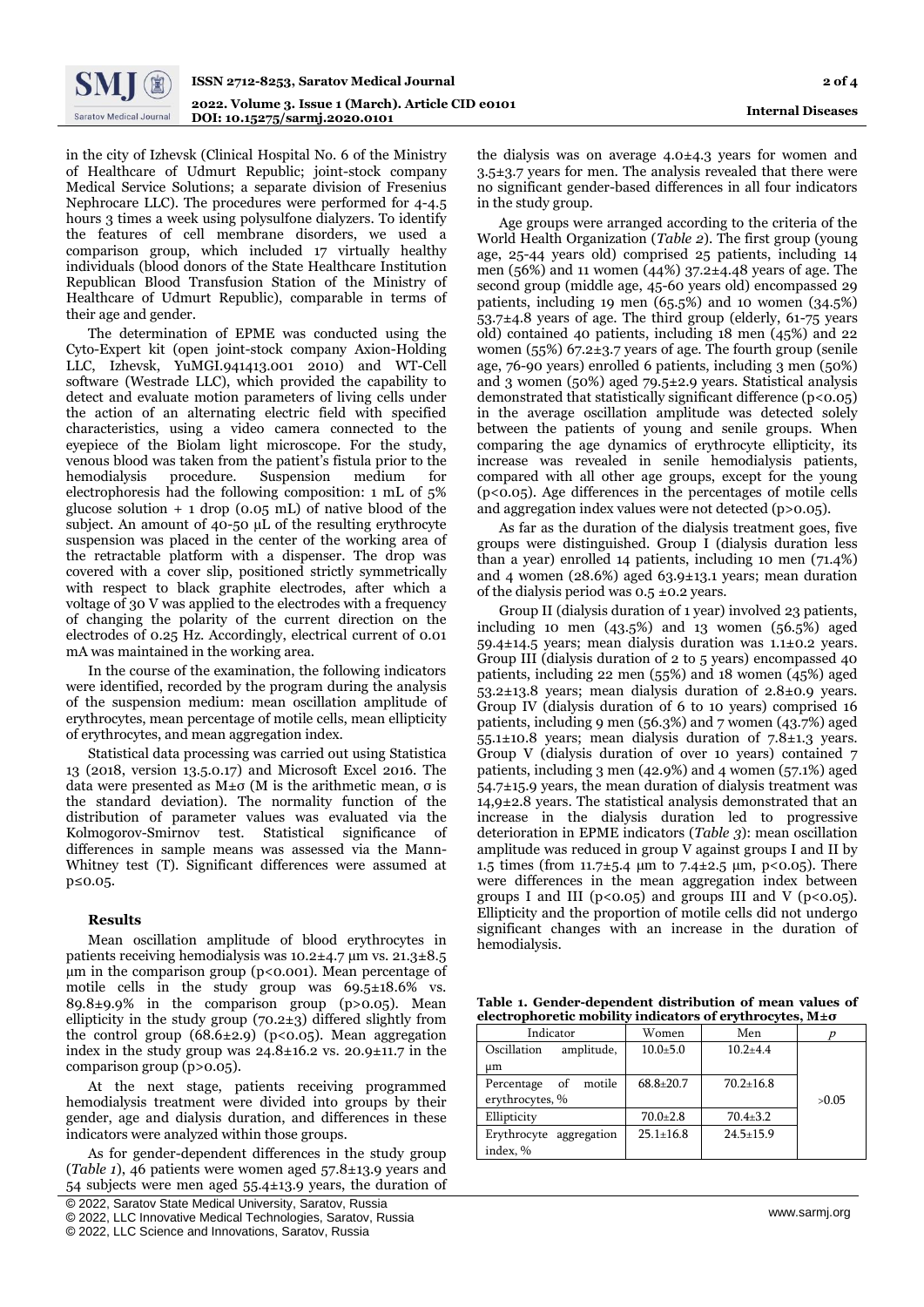in the city of Izhevsk (Clinical Hospital No. 6 of the Ministry of Healthcare of Udmurt Republic; joint-stock company Medical Service Solutions; a separate division of Fresenius Nephrocare LLC). The procedures were performed for 4-4.5 hours 3 times a week using polysulfone dialyzers. To identify the features of cell membrane disorders, we used a comparison group, which included 17 virtually healthy individuals (blood donors of the State Healthcare Institution Republican Blood Transfusion Station of the Ministry of Healthcare of Udmurt Republic), comparable in terms of their age and gender.

The determination of EPME was conducted using the Cyto-Expert kit (open joint-stock company Axion-Holding LLC, Izhevsk, YuMGI.941413.001 2010) and WT-Cell software (Westrade LLC), which provided the capability to detect and evaluate motion parameters of living cells under the action of an alternating electric field with specified characteristics, using a video camera connected to the eyepiece of the Biolam light microscope. For the study, venous blood was taken from the patient's fistula prior to the hemodialysis procedure. Suspension medium for electrophoresis had the following composition: 1 mL of 5% glucose solution + 1 drop (0.05 mL) of native blood of the subject. An amount of 40-50 µL of the resulting erythrocyte suspension was placed in the center of the working area of the retractable platform with a dispenser. The drop was covered with a cover slip, positioned strictly symmetrically with respect to black graphite electrodes, after which a voltage of 30 V was applied to the electrodes with a frequency of changing the polarity of the current direction on the electrodes of 0.25 Hz. Accordingly, electrical current of 0.01 mA was maintained in the working area.

In the course of the examination, the following indicators were identified, recorded by the program during the analysis of the suspension medium: mean oscillation amplitude of erythrocytes, mean percentage of motile cells, mean ellipticity of erythrocytes, and mean aggregation index.

Statistical data processing was carried out using Statistica 13 (2018, version 13.5.0.17) and Microsoft Excel 2016. The data were presented as M±σ (M is the arithmetic mean, σ is the standard deviation). The normality function of the distribution of parameter values was evaluated via the Kolmogorov-Smirnov test. Statistical significance of differences in sample means was assessed via the Mann-Whitney test (T). Significant differences were assumed at $p \leq 0.05$.

### Results

Mean oscillation amplitude of blood erythrocytes in patients receiving hemodialysis was 10.2±4.7 µm vs. 21.3±8.5 µm in the comparison group ($p<0.001$). Mean percentage of motile cells in the study group was 69.5±18.6% vs. 89.8±9.9% in the comparison group ($p>0.05$). Mean ellipticity in the study group (70.2±3) differed slightly from the control group (68.6±2.9) ($p<0.05$). Mean aggregation index in the study group was 24.8±16.2 vs. 20.9±11.7 in the comparison group ($p>0.05$).

At the next stage, patients receiving programmed hemodialysis treatment were divided into groups by their gender, age and dialysis duration, and differences in these indicators were analyzed within those groups.

As for gender-dependent differences in the study group (*Table 1*), 46 patients were women aged 57.8±13.9 years and 54 subjects were men aged 55.4±13.9 years, the duration of the dialysis was on average 4.0±4.3 years for women and 3.5±3.7 years for men. The analysis revealed that there were no significant gender-based differences in all four indicators in the study group.

Age groups were arranged according to the criteria of the World Health Organization (*Table 2*). The first group (young age, 25-44 years old) comprised 25 patients, including 14 men (56%) and 11 women (44%) 37.2±4.48 years of age. The second group (middle age, 45-60 years old) encompassed 29 patients, including 19 men (65.5%) and 10 women (34.5%) 53.7±4.8 years of age. The third group (elderly, 61-75 years old) contained 40 patients, including 18 men (45%) and 22 women (55%) 67.2±3.7 years of age. The fourth group (senile age, 76-90 years) enrolled 6 patients, including 3 men (50%) and 3 women (50%) aged 79.5±2.9 years. Statistical analysis demonstrated that statistically significant difference ($p<0.05$) in the average oscillation amplitude was detected solely between the patients of young and senile groups. When comparing the age dynamics of erythrocyte ellipticity, its increase was revealed in senile hemodialysis patients, compared with all other age groups, except for the young ($p<0.05$). Age differences in the percentages of motile cells and aggregation index values were not detected ($p>0.05$).

As far as the duration of the dialysis treatment goes, five groups were distinguished. Group I (dialysis duration less than a year) enrolled 14 patients, including 10 men (71.4%) and 4 women (28.6%) aged 63.9±13.1 years; mean duration of the dialysis period was 0.5 ±0.2 years.

Group II (dialysis duration of 1 year) involved 23 patients, including 10 men (43.5%) and 13 women (56.5%) aged 59.4±14.5 years; mean dialysis duration was 1.1±0.2 years. Group III (dialysis duration of 2 to 5 years) encompassed 40 patients, including 22 men (55%) and 18 women (45%) aged 53.2±13.8 years; mean dialysis duration of 2.8±0.9 years. Group IV (dialysis duration of 6 to 10 years) comprised 16 patients, including 9 men (56.3%) and 7 women (43.7%) aged 55.1±10.8 years; mean dialysis duration of 7.8±1.3 years. Group V (dialysis duration of over 10 years) contained 7 patients, including 3 men (42.9%) and 4 women (57.1%) aged 54.7±15.9 years, the mean duration of dialysis treatment was 14,9±2.8 years. The statistical analysis demonstrated that an increase in the dialysis duration led to progressive deterioration in EPME indicators (*Table 3*): mean oscillation amplitude was reduced in group V against groups I and II by 1.5 times (from 11.7±5.4 µm to 7.4±2.5 µm, $p<0.05$). There were differences in the mean aggregation index between groups I and III ($p<0.05$) and groups III and V ($p<0.05$). Ellipticity and the proportion of motile cells did not undergo significant changes with an increase in the duration of hemodialysis.

**Table 1. Gender-dependent distribution of mean values of electrophoretic mobility indicators of erythrocytes, M±σ**

| Indicator | Women | Men | *p* |
|---|---|---|---|
| Oscillation amplitude, µm | 10.0±5.0 | 10.2±4.4 | >0.05 |
| Percentage of motile erythrocytes, % | 68.8±20.7 | 70.2±16.8 | |
| Ellipticity | 70.0±2.8 | 70.4±3.2 | |
| Erythrocyte aggregation index, % | 25.1±16.8 | 24.5±15.9 | |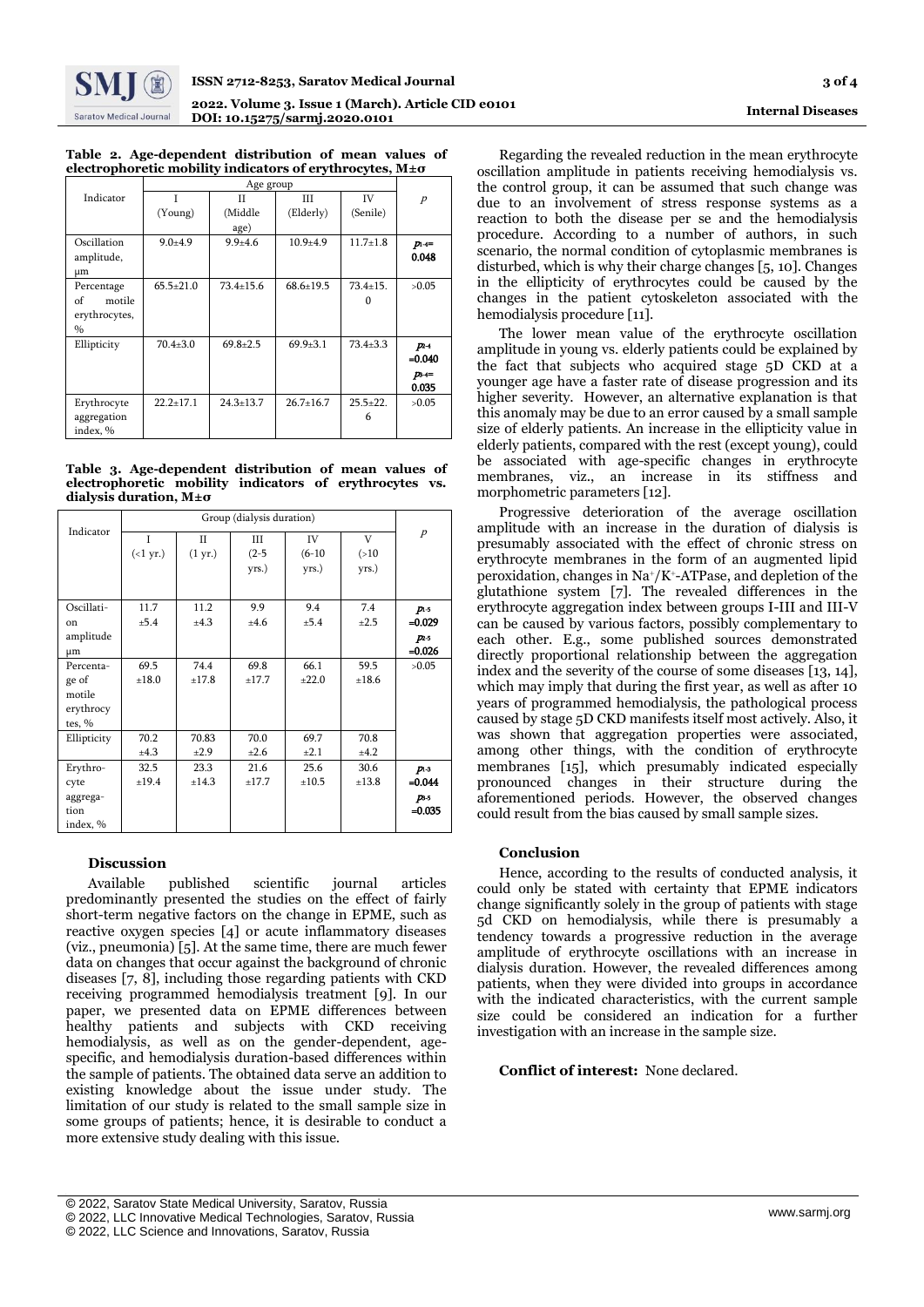**Table 2. Age-dependent distribution of mean values of electrophoretic mobility indicators of erythrocytes, M±σ**

| Indicator | Age group | | | | *p* |
|---|---|---|---|---|---|
| | I (Young) | II (Middle age) | III (Elderly) | IV (Senile) | |
| Oscillation amplitude, μm | 9.0±4.9 | 9.9±4.6 | 10.9±4.9 | 11.7±1.8 | $p_{1\text{-}4}$= 0.048 |
| Percentage of motile erythrocytes, % | 65.5±21.0 | 73.4±15.6 | 68.6±19.5 | 73.4±15.0 | >0.05 |
| Ellipticity | 70.4±3.0 | 69.8±2.5 | 69.9±3.1 | 73.4±3.3 | $p_{2\text{-}4}$ =0.040 $p_{3\text{-}4}$= 0.035 |
| Erythrocyte aggregation index, % | 22.2±17.1 | 24.3±13.7 | 26.7±16.7 | 25.5±22.6 | >0.05 |

**Table 3. Age-dependent distribution of mean values of electrophoretic mobility indicators of erythrocytes vs. dialysis duration, M±σ**

| Indicator | Group (dialysis duration) | | | | | *p* |
|---|---|---|---|---|---|---|
| | I (<1 yr.) | II (1 yr.) | III (2-5 yrs.) | IV (6-10 yrs.) | V (>10 yrs.) | |
| Oscillation amplitude μm | 11.7 ±5.4 | 11.2 ±4.3 | 9.9 ±4.6 | 9.4 ±5.4 | 7.4 ±2.5 | $p_{1\text{-}5}$ =0.029 $p_{2\text{-}5}$ =0.026 |
| Percentage of motile erythrocytes, % | 69.5 ±18.0 | 74.4 ±17.8 | 69.8 ±17.7 | 66.1 ±22.0 | 59.5 ±18.6 | >0.05 |
| Ellipticity | 70.2 ±4.3 | 70.83 ±2.9 | 70.0 ±2.6 | 69.7 ±2.1 | 70.8 ±4.2 | |
| Erythrocyte aggregation index, % | 32.5 ±19.4 | 23.3 ±14.3 | 21.6 ±17.7 | 25.6 ±10.5 | 30.6 ±13.8 | $p_{1\text{-}3}$ =0.044 $p_{3\text{-}5}$ =0.035 |

## Discussion

Available published scientific journal articles predominantly presented the studies on the effect of fairly short-term negative factors on the change in EPME, such as reactive oxygen species [4] or acute inflammatory diseases (viz., pneumonia) [5]. At the same time, there are much fewer data on changes that occur against the background of chronic diseases [7, 8], including those regarding patients with CKD receiving programmed hemodialysis treatment [9]. In our paper, we presented data on EPME differences between healthy patients and subjects with CKD receiving hemodialysis, as well as on the gender-dependent, age-specific, and hemodialysis duration-based differences within the sample of patients. The obtained data serve an addition to existing knowledge about the issue under study. The limitation of our study is related to the small sample size in some groups of patients; hence, it is desirable to conduct a more extensive study dealing with this issue.

Regarding the revealed reduction in the mean erythrocyte oscillation amplitude in patients receiving hemodialysis vs. the control group, it can be assumed that such change was due to an involvement of stress response systems as a reaction to both the disease per se and the hemodialysis procedure. According to a number of authors, in such scenario, the normal condition of cytoplasmic membranes is disturbed, which is why their charge changes [5, 10]. Changes in the ellipticity of erythrocytes could be caused by the changes in the patient cytoskeleton associated with the hemodialysis procedure [11].

The lower mean value of the erythrocyte oscillation amplitude in young vs. elderly patients could be explained by the fact that subjects who acquired stage 5D CKD at a younger age have a faster rate of disease progression and its higher severity. However, an alternative explanation is that this anomaly may be due to an error caused by a small sample size of elderly patients. An increase in the ellipticity value in elderly patients, compared with the rest (except young), could be associated with age-specific changes in erythrocyte membranes, viz., an increase in its stiffness and morphometric parameters [12].

Progressive deterioration of the average oscillation amplitude with an increase in the duration of dialysis is presumably associated with the effect of chronic stress on erythrocyte membranes in the form of an augmented lipid peroxidation, changes in $Na^+/K^+$-ATPase, and depletion of the glutathione system [7]. The revealed differences in the erythrocyte aggregation index between groups I-III and III-V can be caused by various factors, possibly complementary to each other. E.g., some published sources demonstrated directly proportional relationship between the aggregation index and the severity of the course of some diseases [13, 14], which may imply that during the first year, as well as after 10 years of programmed hemodialysis, the pathological process caused by stage 5D CKD manifests itself most actively. Also, it was shown that aggregation properties were associated, among other things, with the condition of erythrocyte membranes [15], which presumably indicated especially pronounced changes in their structure during the aforementioned periods. However, the observed changes could result from the bias caused by small sample sizes.

## Conclusion

Hence, according to the results of conducted analysis, it could only be stated with certainty that EPME indicators change significantly solely in the group of patients with stage 5d CKD on hemodialysis, while there is presumably a tendency towards a progressive reduction in the average amplitude of erythrocyte oscillations with an increase in dialysis duration. However, the revealed differences among patients, when they were divided into groups in accordance with the indicated characteristics, with the current sample size could be considered an indication for a further investigation with an increase in the sample size.

**Conflict of interest:** None declared.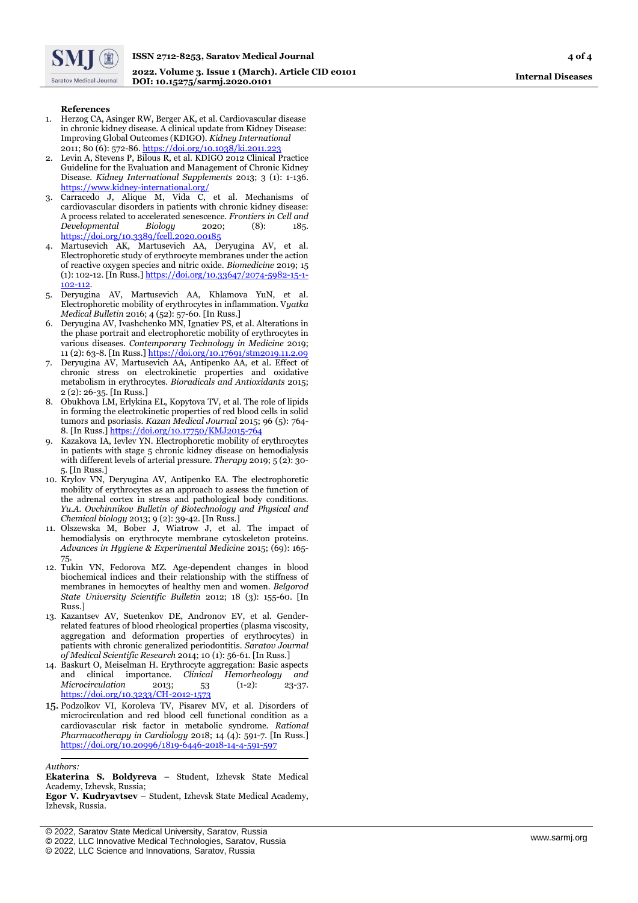**References**

1. Herzog CA, Asinger RW, Berger AK, et al. Cardiovascular disease in chronic kidney disease. A clinical update from Kidney Disease: Improving Global Outcomes (KDIGO). *Kidney International* 2011; 80 (6): 572-86. https://doi.org/10.1038/ki.2011.223
2. Levin A, Stevens P, Bilous R, et al. KDIGO 2012 Clinical Practice Guideline for the Evaluation and Management of Chronic Kidney Disease. *Kidney International Supplements* 2013; 3 (1): 1-136. https://www.kidney-international.org/
3. Carracedo J, Alique M, Vida C, et al. Mechanisms of cardiovascular disorders in patients with chronic kidney disease: A process related to accelerated senescence. *Frontiers in Cell and Developmental Biology* 2020; (8): 185. https://doi.org/10.3389/fcell.2020.00185
4. Martusevich AK, Martusevich AA, Deryugina AV, et al. Electrophoretic study of erythrocyte membranes under the action of reactive oxygen species and nitric oxide. *Biomedicine* 2019; 15 (1): 102-12. [In Russ.] https://doi.org/10.33647/2074-5982-15-1-102-112.
5. Deryugina AV, Martusevich AA, Khlamova YuN, et al. Electrophoretic mobility of erythrocytes in inflammation. *Vyatka Medical Bulletin* 2016; 4 (52): 57-60. [In Russ.]
6. Deryugina AV, Ivashchenko MN, Ignatiev PS, et al. Alterations in the phase portrait and electrophoretic mobility of erythrocytes in various diseases. *Contemporary Technology in Medicine* 2019; 11 (2): 63-8. [In Russ.] https://doi.org/10.17691/stm2019.11.2.09
7. Deryugina AV, Martusevich AA, Antipenko AA, et al. Effect of chronic stress on electrokinetic properties and oxidative metabolism in erythrocytes. *Bioradicals and Antioxidants* 2015; 2 (2): 26-35. [In Russ.]
8. Obukhova LM, Erlykina EL, Kopytova TV, et al. The role of lipids in forming the electrokinetic properties of red blood cells in solid tumors and psoriasis. *Kazan Medical Journal* 2015; 96 (5): 764-8. [In Russ.] https://doi.org/10.17750/KMJ2015-764
9. Kazakova IA, Ievlev YN. Electrophoretic mobility of erythrocytes in patients with stage 5 chronic kidney disease on hemodialysis with different levels of arterial pressure. *Therapy* 2019; 5 (2): 30-5. [In Russ.]
10. Krylov VN, Deryugina AV, Antipenko EA. The electrophoretic mobility of erythrocytes as an approach to assess the function of the adrenal cortex in stress and pathological body conditions. *Yu.A. Ovchinnikov Bulletin of Biotechnology and Physical and Chemical biology* 2013; 9 (2): 39-42. [In Russ.]
11. Olszewska M, Bober J, Wiatrow J, et al. The impact of hemodialysis on erythrocyte membrane cytoskeleton proteins. *Advances in Hygiene & Experimental Medicine* 2015; (69): 165-75.
12. Tukin VN, Fedorova MZ. Age-dependent changes in blood biochemical indices and their relationship with the stiffness of membranes in hemocytes of healthy men and women. *Belgorod State University Scientific Bulletin* 2012; 18 (3): 155-60. [In Russ.]
13. Kazantsev AV, Suetenkov DE, Andronov EV, et al. Gender-related features of blood rheological properties (plasma viscosity, aggregation and deformation properties of erythrocytes) in patients with chronic generalized periodontitis. *Saratov Journal of Medical Scientific Research* 2014; 10 (1): 56-61. [In Russ.]
14. Baskurt O, Meiselman H. Erythrocyte aggregation: Basic aspects and clinical importance. *Clinical Hemorheology and Microcirculation* 2013; 53 (1-2): 23-37. https://doi.org/10.3233/CH-2012-1573
15. Podzolkov VI, Koroleva TV, Pisarev MV, et al. Disorders of microcirculation and red blood cell functional condition as a cardiovascular risk factor in metabolic syndrome. *Rational Pharmacotherapy in Cardiology* 2018; 14 (4): 591-7. [In Russ.] https://doi.org/10.20996/1819-6446-2018-14-4-591-597

*Authors:*

**Ekaterina S. Boldyreva** – Student, Izhevsk State Medical Academy, Izhevsk, Russia;

**Egor V. Kudryavtsev** – Student, Izhevsk State Medical Academy, Izhevsk, Russia.